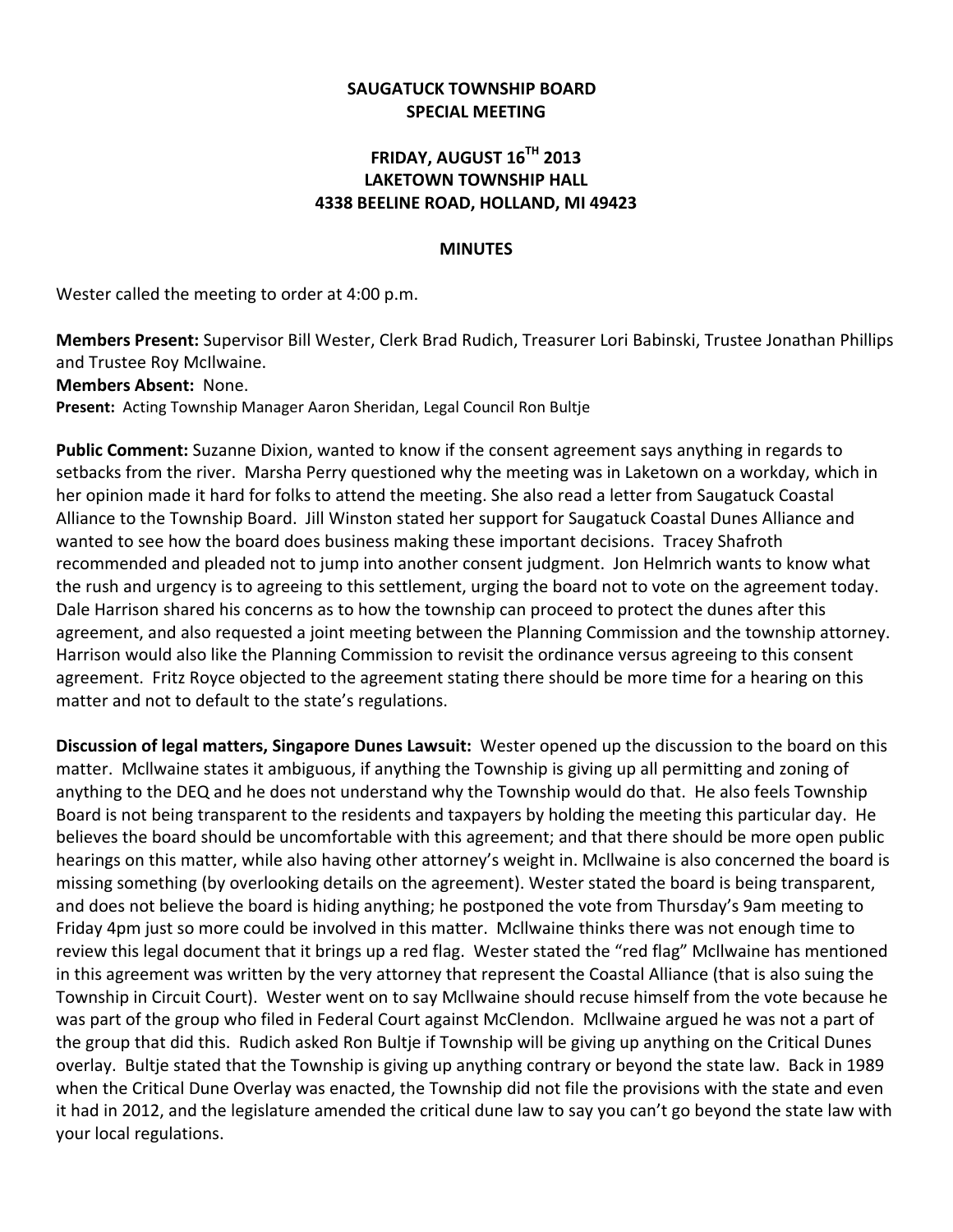**SAUGATUCK TOWNSHIP BOARD**
**SPECIAL MEETING**

**FRIDAY, AUGUST 16TH 2013**
**LAKETOWN TOWNSHIP HALL**
**4338 BEELINE ROAD, HOLLAND, MI 49423**

**MINUTES**

Wester called the meeting to order at 4:00 p.m.

**Members Present:** Supervisor Bill Wester, Clerk Brad Rudich, Treasurer Lori Babinski, Trustee Jonathan Phillips and Trustee Roy Mcllwaine.
**Members Absent:** None.
**Present:** Acting Township Manager Aaron Sheridan, Legal Council Ron Bultje

**Public Comment:** Suzanne Dixion, wanted to know if the consent agreement says anything in regards to setbacks from the river. Marsha Perry questioned why the meeting was in Laketown on a workday, which in her opinion made it hard for folks to attend the meeting. She also read a letter from Saugatuck Coastal Alliance to the Township Board. Jill Winston stated her support for Saugatuck Coastal Dunes Alliance and wanted to see how the board does business making these important decisions. Tracey Shafroth recommended and pleaded not to jump into another consent judgment. Jon Helmrich wants to know what the rush and urgency is to agreeing to this settlement, urging the board not to vote on the agreement today. Dale Harrison shared his concerns as to how the township can proceed to protect the dunes after this agreement, and also requested a joint meeting between the Planning Commission and the township attorney. Harrison would also like the Planning Commission to revisit the ordinance versus agreeing to this consent agreement. Fritz Royce objected to the agreement stating there should be more time for a hearing on this matter and not to default to the state's regulations.

**Discussion of legal matters, Singapore Dunes Lawsuit:** Wester opened up the discussion to the board on this matter. Mcllwaine states it ambiguous, if anything the Township is giving up all permitting and zoning of anything to the DEQ and he does not understand why the Township would do that. He also feels Township Board is not being transparent to the residents and taxpayers by holding the meeting this particular day. He believes the board should be uncomfortable with this agreement; and that there should be more open public hearings on this matter, while also having other attorney's weight in. Mcllwaine is also concerned the board is missing something (by overlooking details on the agreement). Wester stated the board is being transparent, and does not believe the board is hiding anything; he postponed the vote from Thursday's 9am meeting to Friday 4pm just so more could be involved in this matter. Mcllwaine thinks there was not enough time to review this legal document that it brings up a red flag. Wester stated the "red flag" Mcllwaine has mentioned in this agreement was written by the very attorney that represent the Coastal Alliance (that is also suing the Township in Circuit Court). Wester went on to say Mcllwaine should recuse himself from the vote because he was part of the group who filed in Federal Court against McClendon. Mcllwaine argued he was not a part of the group that did this. Rudich asked Ron Bultje if Township will be giving up anything on the Critical Dunes overlay. Bultje stated that the Township is giving up anything contrary or beyond the state law. Back in 1989 when the Critical Dune Overlay was enacted, the Township did not file the provisions with the state and even it had in 2012, and the legislature amended the critical dune law to say you can't go beyond the state law with your local regulations.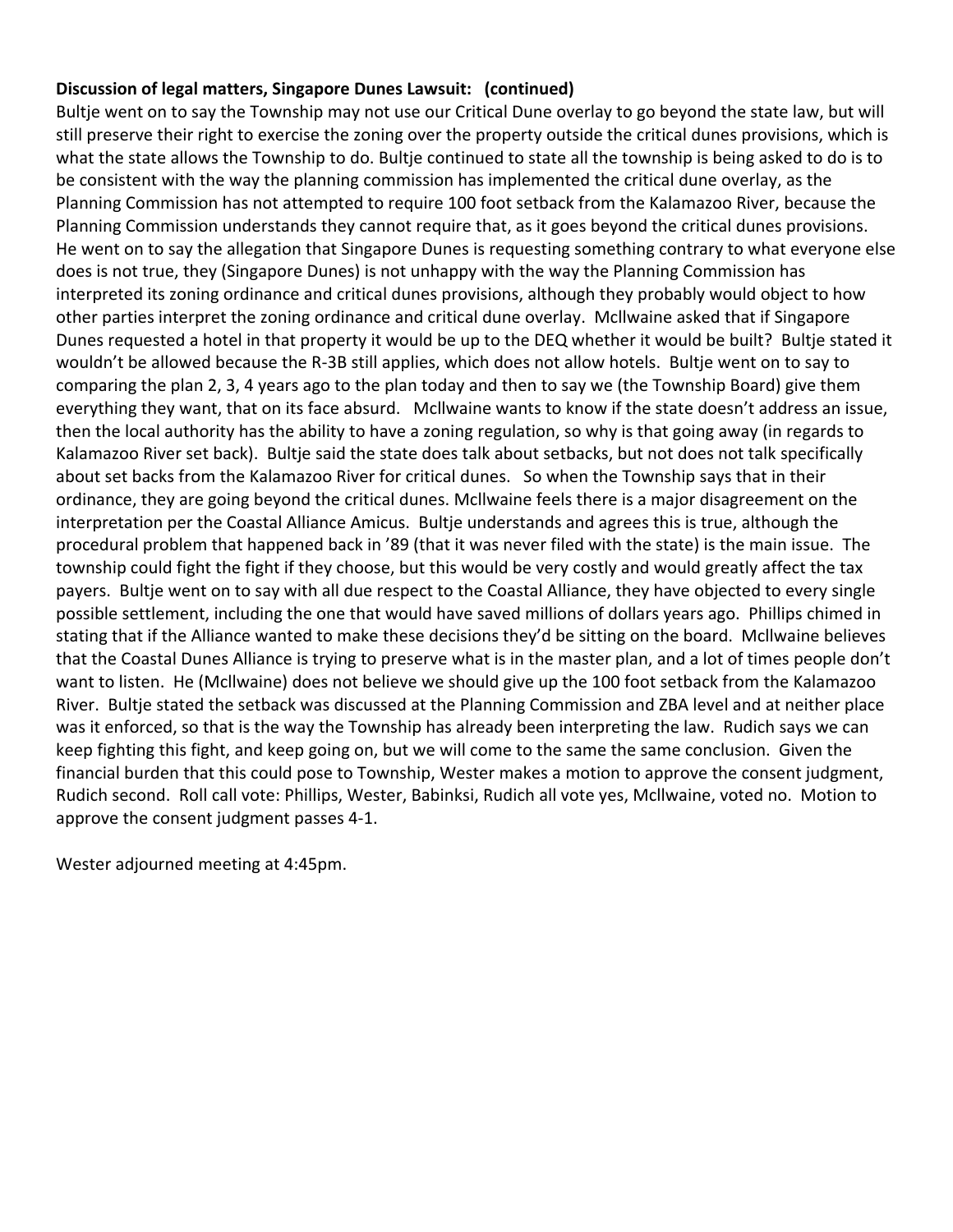**Discussion of legal matters, Singapore Dunes Lawsuit: (continued)**

Bultje went on to say the Township may not use our Critical Dune overlay to go beyond the state law, but will still preserve their right to exercise the zoning over the property outside the critical dunes provisions, which is what the state allows the Township to do. Bultje continued to state all the township is being asked to do is to be consistent with the way the planning commission has implemented the critical dune overlay, as the Planning Commission has not attempted to require 100 foot setback from the Kalamazoo River, because the Planning Commission understands they cannot require that, as it goes beyond the critical dunes provisions. He went on to say the allegation that Singapore Dunes is requesting something contrary to what everyone else does is not true, they (Singapore Dunes) is not unhappy with the way the Planning Commission has interpreted its zoning ordinance and critical dunes provisions, although they probably would object to how other parties interpret the zoning ordinance and critical dune overlay. Mcllwaine asked that if Singapore Dunes requested a hotel in that property it would be up to the DEQ whether it would be built? Bultje stated it wouldn't be allowed because the R-3B still applies, which does not allow hotels. Bultje went on to say to comparing the plan 2, 3, 4 years ago to the plan today and then to say we (the Township Board) give them everything they want, that on its face absurd. Mcllwaine wants to know if the state doesn't address an issue, then the local authority has the ability to have a zoning regulation, so why is that going away (in regards to Kalamazoo River set back). Bultje said the state does talk about setbacks, but not does not talk specifically about set backs from the Kalamazoo River for critical dunes. So when the Township says that in their ordinance, they are going beyond the critical dunes. Mcllwaine feels there is a major disagreement on the interpretation per the Coastal Alliance Amicus. Bultje understands and agrees this is true, although the procedural problem that happened back in '89 (that it was never filed with the state) is the main issue. The township could fight the fight if they choose, but this would be very costly and would greatly affect the tax payers. Bultje went on to say with all due respect to the Coastal Alliance, they have objected to every single possible settlement, including the one that would have saved millions of dollars years ago. Phillips chimed in stating that if the Alliance wanted to make these decisions they'd be sitting on the board. Mcllwaine believes that the Coastal Dunes Alliance is trying to preserve what is in the master plan, and a lot of times people don't want to listen. He (Mcllwaine) does not believe we should give up the 100 foot setback from the Kalamazoo River. Bultje stated the setback was discussed at the Planning Commission and ZBA level and at neither place was it enforced, so that is the way the Township has already been interpreting the law. Rudich says we can keep fighting this fight, and keep going on, but we will come to the same the same conclusion. Given the financial burden that this could pose to Township, Wester makes a motion to approve the consent judgment, Rudich second. Roll call vote: Phillips, Wester, Babinksi, Rudich all vote yes, Mcllwaine, voted no. Motion to approve the consent judgment passes 4-1.

Wester adjourned meeting at 4:45pm.